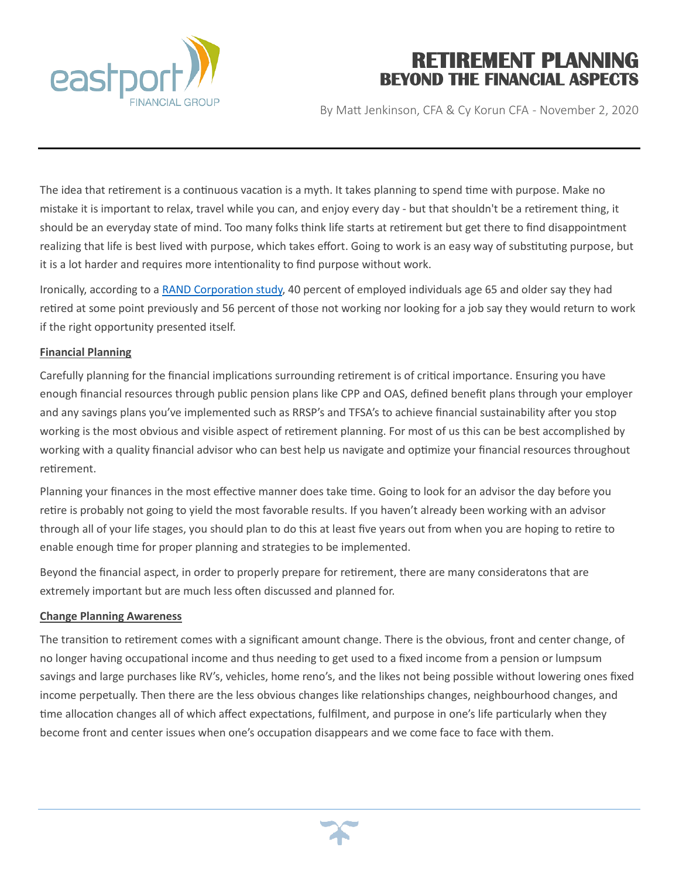# RETIREMENT PLANNING
## BEYOND THE FINANCIAL ASPECTS

By Matt Jenkinson, CFA & Cy Korun CFA - November 2, 2020

The idea that retirement is a continuous vacation is a myth. It takes planning to spend time with purpose. Make no mistake it is important to relax, travel while you can, and enjoy every day - but that shouldn't be a retirement thing, it should be an everyday state of mind. Too many folks think life starts at retirement but get there to find disappointment realizing that life is best lived with purpose, which takes effort. Going to work is an easy way of substituting purpose, but it is a lot harder and requires more intentionality to find purpose without work.

Ironically, according to a [RAND Corporation study](), 40 percent of employed individuals age 65 and older say they had retired at some point previously and 56 percent of those not working nor looking for a job say they would return to work if the right opportunity presented itself.

**Financial Planning**

Carefully planning for the financial implications surrounding retirement is of critical importance. Ensuring you have enough financial resources through public pension plans like CPP and OAS, defined benefit plans through your employer and any savings plans you've implemented such as RRSP's and TFSA's to achieve financial sustainability after you stop working is the most obvious and visible aspect of retirement planning. For most of us this can be best accomplished by working with a quality financial advisor who can best help us navigate and optimize your financial resources throughout retirement.

Planning your finances in the most effective manner does take time. Going to look for an advisor the day before you retire is probably not going to yield the most favorable results. If you haven't already been working with an advisor through all of your life stages, you should plan to do this at least five years out from when you are hoping to retire to enable enough time for proper planning and strategies to be implemented.

Beyond the financial aspect, in order to properly prepare for retirement, there are many consideratons that are extremely important but are much less often discussed and planned for.

**Change Planning Awareness**

The transition to retirement comes with a significant amount change. There is the obvious, front and center change, of no longer having occupational income and thus needing to get used to a fixed income from a pension or lumpsum savings and large purchases like RV's, vehicles, home reno's, and the likes not being possible without lowering ones fixed income perpetually. Then there are the less obvious changes like relationships changes, neighbourhood changes, and time allocation changes all of which affect expectations, fulfilment, and purpose in one's life particularly when they become front and center issues when one's occupation disappears and we come face to face with them.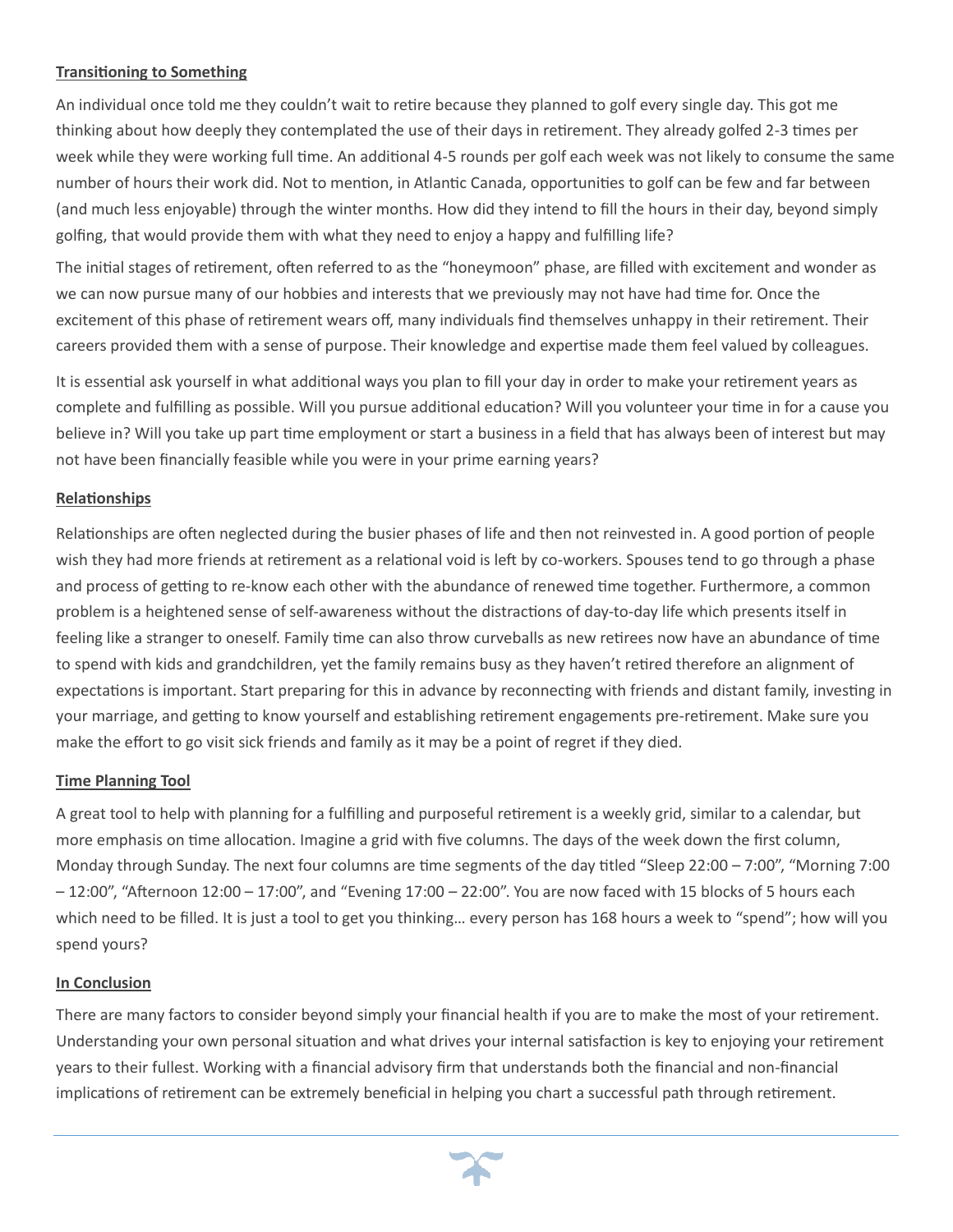**Transitioning to Something**

An individual once told me they couldn't wait to retire because they planned to golf every single day. This got me thinking about how deeply they contemplated the use of their days in retirement. They already golfed 2-3 times per week while they were working full time. An additional 4-5 rounds per golf each week was not likely to consume the same number of hours their work did. Not to mention, in Atlantic Canada, opportunities to golf can be few and far between (and much less enjoyable) through the winter months. How did they intend to fill the hours in their day, beyond simply golfing, that would provide them with what they need to enjoy a happy and fulfilling life?

The initial stages of retirement, often referred to as the "honeymoon" phase, are filled with excitement and wonder as we can now pursue many of our hobbies and interests that we previously may not have had time for. Once the excitement of this phase of retirement wears off, many individuals find themselves unhappy in their retirement. Their careers provided them with a sense of purpose. Their knowledge and expertise made them feel valued by colleagues.

It is essential ask yourself in what additional ways you plan to fill your day in order to make your retirement years as complete and fulfilling as possible. Will you pursue additional education? Will you volunteer your time in for a cause you believe in? Will you take up part time employment or start a business in a field that has always been of interest but may not have been financially feasible while you were in your prime earning years?

**Relationships**

Relationships are often neglected during the busier phases of life and then not reinvested in. A good portion of people wish they had more friends at retirement as a relational void is left by co-workers. Spouses tend to go through a phase and process of getting to re-know each other with the abundance of renewed time together. Furthermore, a common problem is a heightened sense of self-awareness without the distractions of day-to-day life which presents itself in feeling like a stranger to oneself. Family time can also throw curveballs as new retirees now have an abundance of time to spend with kids and grandchildren, yet the family remains busy as they haven't retired therefore an alignment of expectations is important. Start preparing for this in advance by reconnecting with friends and distant family, investing in your marriage, and getting to know yourself and establishing retirement engagements pre-retirement. Make sure you make the effort to go visit sick friends and family as it may be a point of regret if they died.

**Time Planning Tool**

A great tool to help with planning for a fulfilling and purposeful retirement is a weekly grid, similar to a calendar, but more emphasis on time allocation. Imagine a grid with five columns. The days of the week down the first column, Monday through Sunday. The next four columns are time segments of the day titled "Sleep 22:00 – 7:00", "Morning 7:00 – 12:00", "Afternoon 12:00 – 17:00", and "Evening 17:00 – 22:00". You are now faced with 15 blocks of 5 hours each which need to be filled. It is just a tool to get you thinking… every person has 168 hours a week to "spend"; how will you spend yours?

**In Conclusion**

There are many factors to consider beyond simply your financial health if you are to make the most of your retirement. Understanding your own personal situation and what drives your internal satisfaction is key to enjoying your retirement years to their fullest. Working with a financial advisory firm that understands both the financial and non-financial implications of retirement can be extremely beneficial in helping you chart a successful path through retirement.